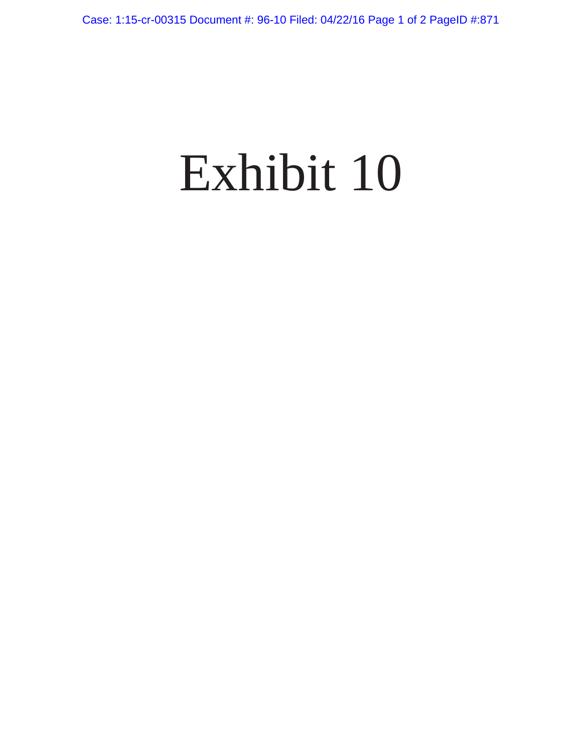# Exhibit 10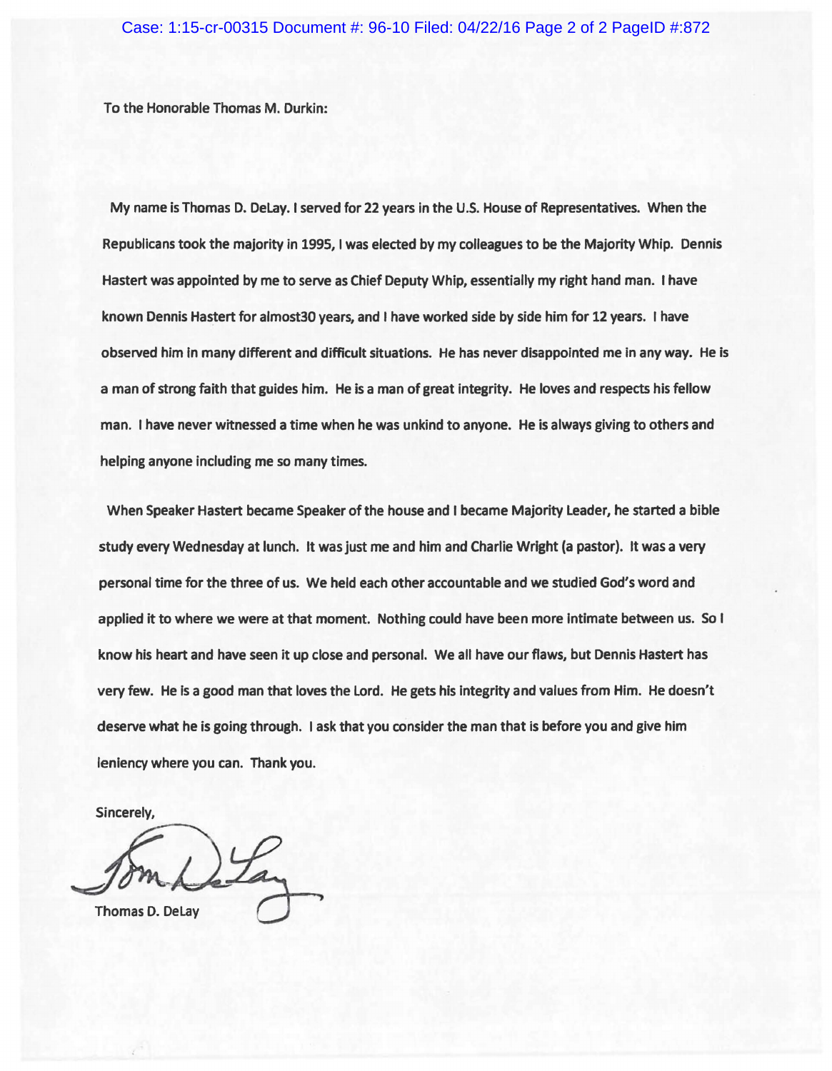To the Honorable Thomas M. Durkin:

My name is Thomas D. DeLay. I served for 22 years in the U.S. House of Representatives. When the Republicans took the majority in 1995, I was elected by my colleagues to be the Majority Whip. Dennis Hastert was appointed by me to serve as Chief Deputy Whip, essentially my right hand man. I have known Dennis Hastert for almost30 years, and I have worked side by side him for 12 years. I have observed him in many different and difficult situations. He has never disappointed me in any way. He is a man of strong faith that guides him. He is a man of great integrity. He loves and respects his fellow man. I have never witnessed a time when he was unkind to anyone. He is always giving to others and helping anyone including me so many times.

When Speaker Hastert became Speaker of the house and I became Majority Leader, he started a bible study every Wednesday at lunch. It was just me and him and Charlie Wright (a pastor). It was a very personal time for the three of us. We held each other accountable and we studied God's word and applied it to where we were at that moment. Nothing could have been more intimate between us. So I know his heart and have seen it up close and personal. We all have our flaws, but Dennis Hastert has very few. He is a good man that loves the Lord. He gets his integrity and values from Him. He doesn't deserve what he is going through. I ask that you consider the man that is before you and give him leniency where you can. Thank you.

Sincerely,

Thomas D. DeLay